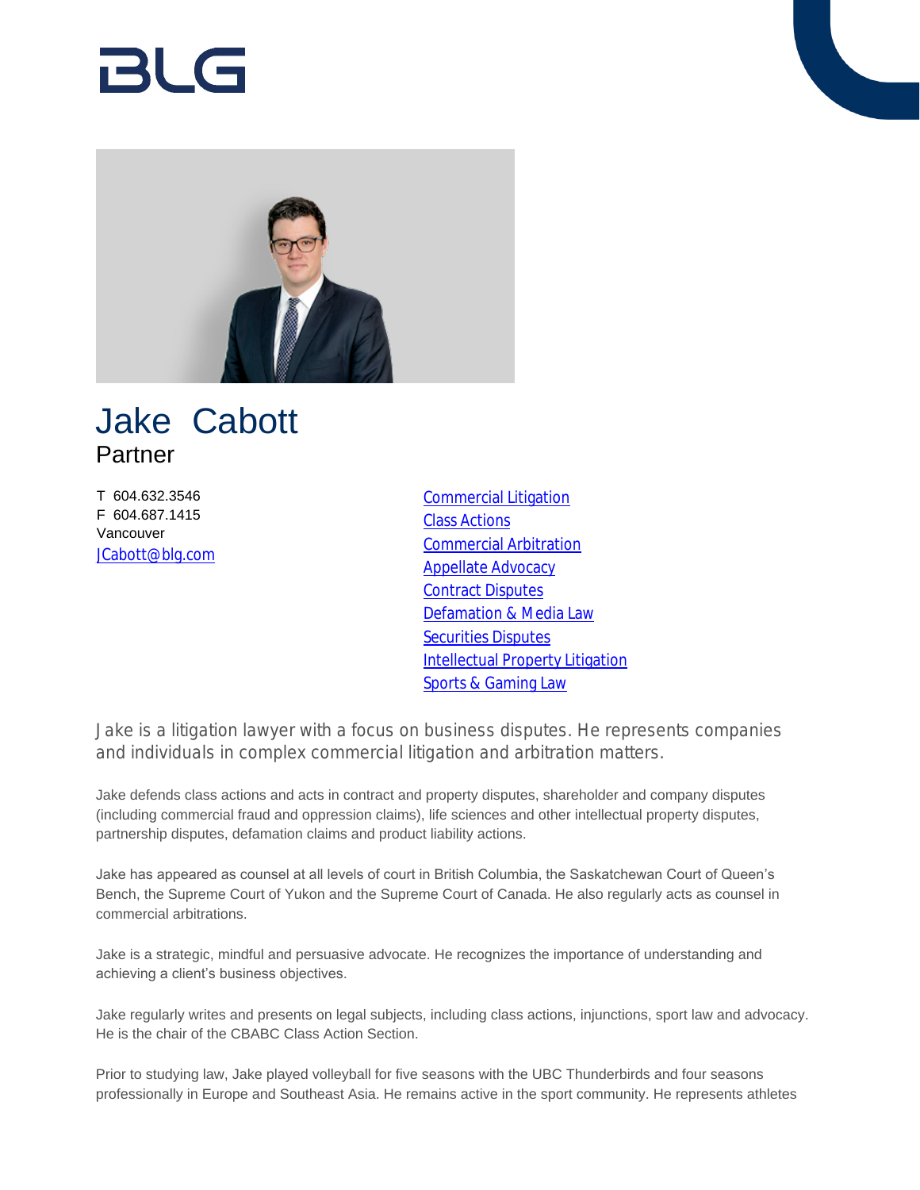# Jake Cabott

Partner

T 604.632.3546
F 604.687.1415
Vancouver
JCabott@blg.com

- Commercial Litigation
- Class Actions
- Commercial Arbitration
- Appellate Advocacy
- Contract Disputes
- Defamation & Media Law
- Securities Disputes
- Intellectual Property Litigation
- Sports & Gaming Law

Jake is a litigation lawyer with a focus on business disputes. He represents companies and individuals in complex commercial litigation and arbitration matters.

Jake defends class actions and acts in contract and property disputes, shareholder and company disputes (including commercial fraud and oppression claims), life sciences and other intellectual property disputes, partnership disputes, defamation claims and product liability actions.

Jake has appeared as counsel at all levels of court in British Columbia, the Saskatchewan Court of Queen's Bench, the Supreme Court of Yukon and the Supreme Court of Canada. He also regularly acts as counsel in commercial arbitrations.

Jake is a strategic, mindful and persuasive advocate. He recognizes the importance of understanding and achieving a client's business objectives.

Jake regularly writes and presents on legal subjects, including class actions, injunctions, sport law and advocacy. He is the chair of the CBABC Class Action Section.

Prior to studying law, Jake played volleyball for five seasons with the UBC Thunderbirds and four seasons professionally in Europe and Southeast Asia. He remains active in the sport community. He represents athletes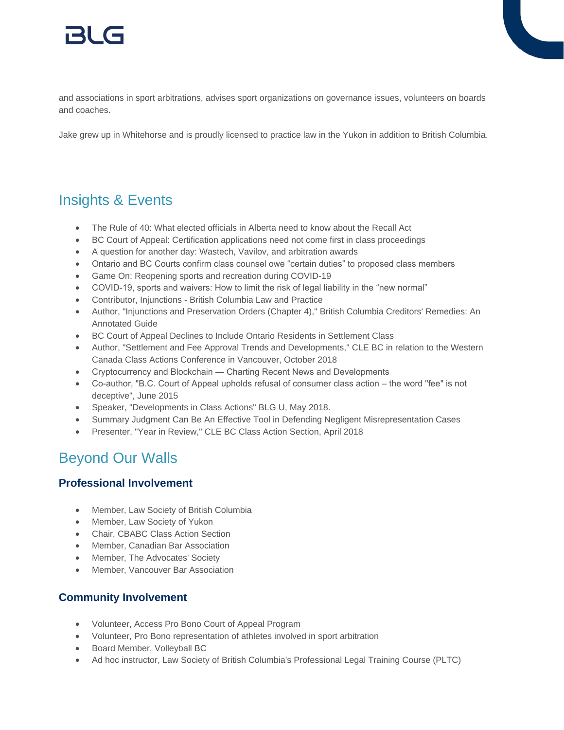and associations in sport arbitrations, advises sport organizations on governance issues, volunteers on boards and coaches.

Jake grew up in Whitehorse and is proudly licensed to practice law in the Yukon in addition to British Columbia.

## Insights & Events

- The Rule of 40: What elected officials in Alberta need to know about the Recall Act
- BC Court of Appeal: Certification applications need not come first in class proceedings
- A question for another day: Wastech, Vavilov, and arbitration awards
- Ontario and BC Courts confirm class counsel owe "certain duties" to proposed class members
- Game On: Reopening sports and recreation during COVID-19
- COVID-19, sports and waivers: How to limit the risk of legal liability in the "new normal"
- Contributor, Injunctions - British Columbia Law and Practice
- Author, "Injunctions and Preservation Orders (Chapter 4)," British Columbia Creditors' Remedies: An Annotated Guide
- BC Court of Appeal Declines to Include Ontario Residents in Settlement Class
- Author, "Settlement and Fee Approval Trends and Developments," CLE BC in relation to the Western Canada Class Actions Conference in Vancouver, October 2018
- Cryptocurrency and Blockchain — Charting Recent News and Developments
- Co-author, "B.C. Court of Appeal upholds refusal of consumer class action – the word "fee" is not deceptive", June 2015
- Speaker, "Developments in Class Actions" BLG U, May 2018.
- Summary Judgment Can Be An Effective Tool in Defending Negligent Misrepresentation Cases
- Presenter, "Year in Review," CLE BC Class Action Section, April 2018

## Beyond Our Walls

### Professional Involvement

- Member, Law Society of British Columbia
- Member, Law Society of Yukon
- Chair, CBABC Class Action Section
- Member, Canadian Bar Association
- Member, The Advocates' Society
- Member, Vancouver Bar Association

### Community Involvement

- Volunteer, Access Pro Bono Court of Appeal Program
- Volunteer, Pro Bono representation of athletes involved in sport arbitration
- Board Member, Volleyball BC
- Ad hoc instructor, Law Society of British Columbia's Professional Legal Training Course (PLTC)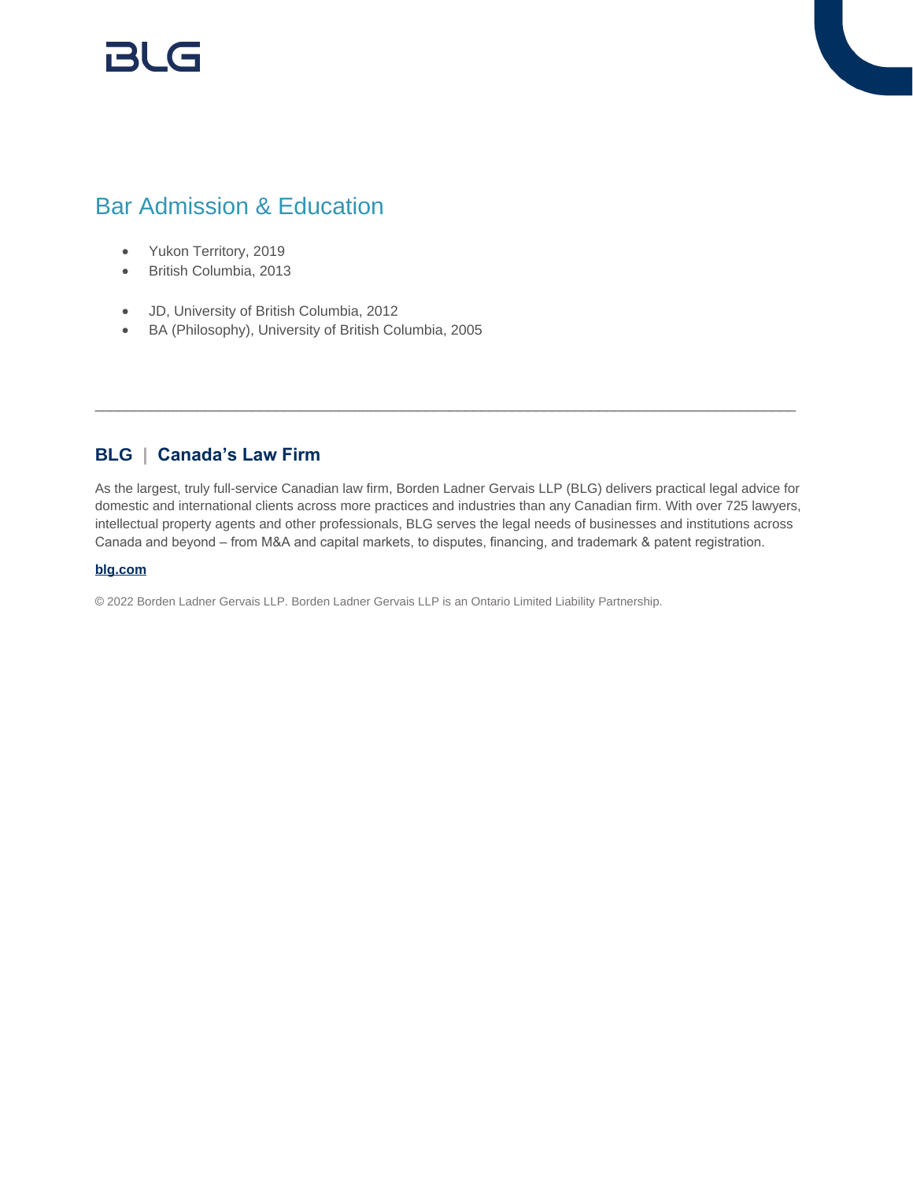## Bar Admission & Education

- Yukon Territory, 2019
- British Columbia, 2013

- JD, University of British Columbia, 2012
- BA (Philosophy), University of British Columbia, 2005

---

### BLG | Canada's Law Firm

As the largest, truly full-service Canadian law firm, Borden Ladner Gervais LLP (BLG) delivers practical legal advice for domestic and international clients across more practices and industries than any Canadian firm. With over 725 lawyers, intellectual property agents and other professionals, BLG serves the legal needs of businesses and institutions across Canada and beyond – from M&A and capital markets, to disputes, financing, and trademark & patent registration.

**blg.com**

© 2022 Borden Ladner Gervais LLP. Borden Ladner Gervais LLP is an Ontario Limited Liability Partnership.